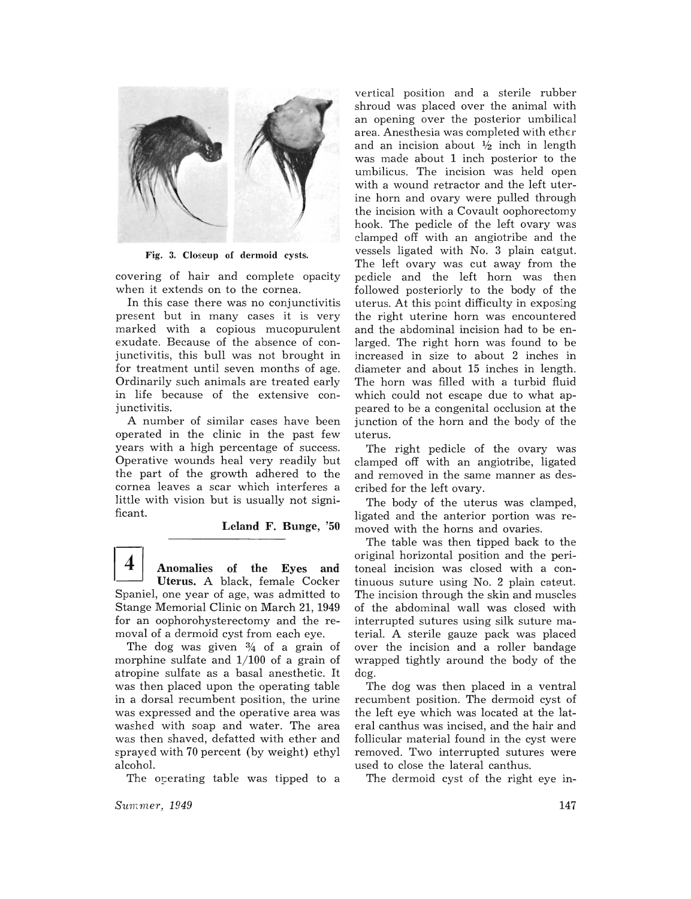Fig. 3. Closeup of dermoid cysts.

covering of hair and complete opacity when it extends on to the cornea.

In this case there was no conjunctivitis present but in many cases it is very marked with a copious mucopurulent exudate. Because of the absence of conjunctivitis, this bull was not brought in for treatment until seven months of age. Ordinarily such animals are treated early in life because of the extensive conjunctivitis.

A number of similar cases have been operated in the clinic in the past few years with a high percentage of success. Operative wounds heal very readily but the part of the growth adhered to the cornea leaves a scar which interferes a little with vision but is usually not significant.

**Leland F. Bunge, '50**

**4** **Anomalies of the Eyes and Uterus.** A black, female Cocker Spaniel, one year of age, was admitted to Stange Memorial Clinic on March 21, 1949 for an oophorohysterectomy and the removal of a dermoid cyst from each eye.

The dog was given ¾ of a grain of morphine sulfate and 1/100 of a grain of atropine sulfate as a basal anesthetic. It was then placed upon the operating table in a dorsal recumbent position, the urine was expressed and the operative area was washed with soap and water. The area was then shaved, defatted with ether and sprayed with 70 percent (by weight) ethyl alcohol.

The operating table was tipped to a vertical position and a sterile rubber shroud was placed over the animal with an opening over the posterior umbilical area. Anesthesia was completed with ether and an incision about ½ inch in length was made about 1 inch posterior to the umbilicus. The incision was held open with a wound retractor and the left uterine horn and ovary were pulled through the incision with a Covault oophorectomy hook. The pedicle of the left ovary was clamped off with an angiotribe and the vessels ligated with No. 3 plain catgut. The left ovary was cut away from the pedicle and the left horn was then followed posteriorly to the body of the uterus. At this point difficulty in exposing the right uterine horn was encountered and the abdominal incision had to be enlarged. The right horn was found to be increased in size to about 2 inches in diameter and about 15 inches in length. The horn was filled with a turbid fluid which could not escape due to what appeared to be a congenital occlusion at the junction of the horn and the body of the uterus.

The right pedicle of the ovary was clamped off with an angiotribe, ligated and removed in the same manner as described for the left ovary.

The body of the uterus was clamped, ligated and the anterior portion was removed with the horns and ovaries.

The table was then tipped back to the original horizontal position and the peritoneal incision was closed with a continuous suture using No. 2 plain catgut. The incision through the skin and muscles of the abdominal wall was closed with interrupted sutures using silk suture material. A sterile gauze pack was placed over the incision and a roller bandage wrapped tightly around the body of the dog.

The dog was then placed in a ventral recumbent position. The dermoid cyst of the left eye which was located at the lateral canthus was incised, and the hair and follicular material found in the cyst were removed. Two interrupted sutures were used to close the lateral canthus.

The dermoid cyst of the right eye in-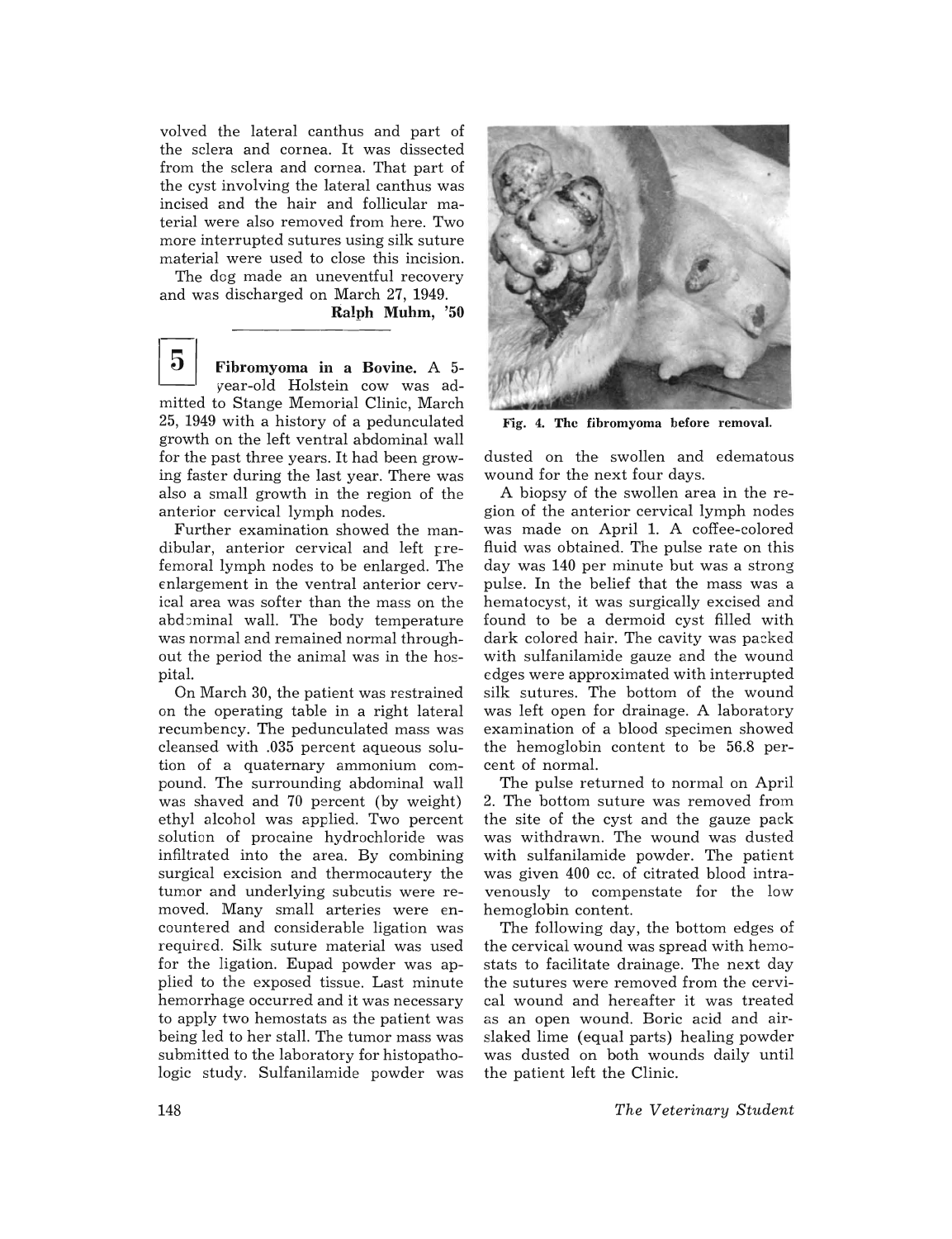volved the lateral canthus and part of the sclera and cornea. It was dissected from the sclera and cornea. That part of the cyst involving the lateral canthus was incised and the hair and follicular material were also removed from here. Two more interrupted sutures using silk suture material were used to close this incision.

The dog made an uneventful recovery and was discharged on March 27, 1949.

**Ralph Muhm, '50**

---

**5** **Fibromyoma in a Bovine.** A 5-year-old Holstein cow was admitted to Stange Memorial Clinic, March 25, 1949 with a history of a pedunculated growth on the left ventral abdominal wall for the past three years. It had been growing faster during the last year. There was also a small growth in the region of the anterior cervical lymph nodes.

Further examination showed the mandibular, anterior cervical and left prefemoral lymph nodes to be enlarged. The enlargement in the ventral anterior cervical area was softer than the mass on the abdominal wall. The body temperature was normal and remained normal throughout the period the animal was in the hospital.

On March 30, the patient was restrained on the operating table in a right lateral recumbency. The pedunculated mass was cleansed with .035 percent aqueous solution of a quaternary ammonium compound. The surrounding abdominal wall was shaved and 70 percent (by weight) ethyl alcohol was applied. Two percent solution of procaine hydrochloride was infiltrated into the area. By combining surgical excision and thermocautery the tumor and underlying subcutis were removed. Many small arteries were encountered and considerable ligation was required. Silk suture material was used for the ligation. Eupad powder was applied to the exposed tissue. Last minute hemorrhage occurred and it was necessary to apply two hemostats as the patient was being led to her stall. The tumor mass was submitted to the laboratory for histopathologic study. Sulfanilamide powder was dusted on the swollen and edematous wound for the next four days.

Fig. 4. The fibromyoma before removal.

A biopsy of the swollen area in the region of the anterior cervical lymph nodes was made on April 1. A coffee-colored fluid was obtained. The pulse rate on this day was 140 per minute but was a strong pulse. In the belief that the mass was a hematocyst, it was surgically excised and found to be a dermoid cyst filled with dark colored hair. The cavity was packed with sulfanilamide gauze and the wound edges were approximated with interrupted silk sutures. The bottom of the wound was left open for drainage. A laboratory examination of a blood specimen showed the hemoglobin content to be 56.8 percent of normal.

The pulse returned to normal on April 2. The bottom suture was removed from the site of the cyst and the gauze pack was withdrawn. The wound was dusted with sulfanilamide powder. The patient was given 400 cc. of citrated blood intravenously to compenstate for the low hemoglobin content.

The following day, the bottom edges of the cervical wound was spread with hemostats to facilitate drainage. The next day the sutures were removed from the cervical wound and hereafter it was treated as an open wound. Boric acid and air-slaked lime (equal parts) healing powder was dusted on both wounds daily until the patient left the Clinic.